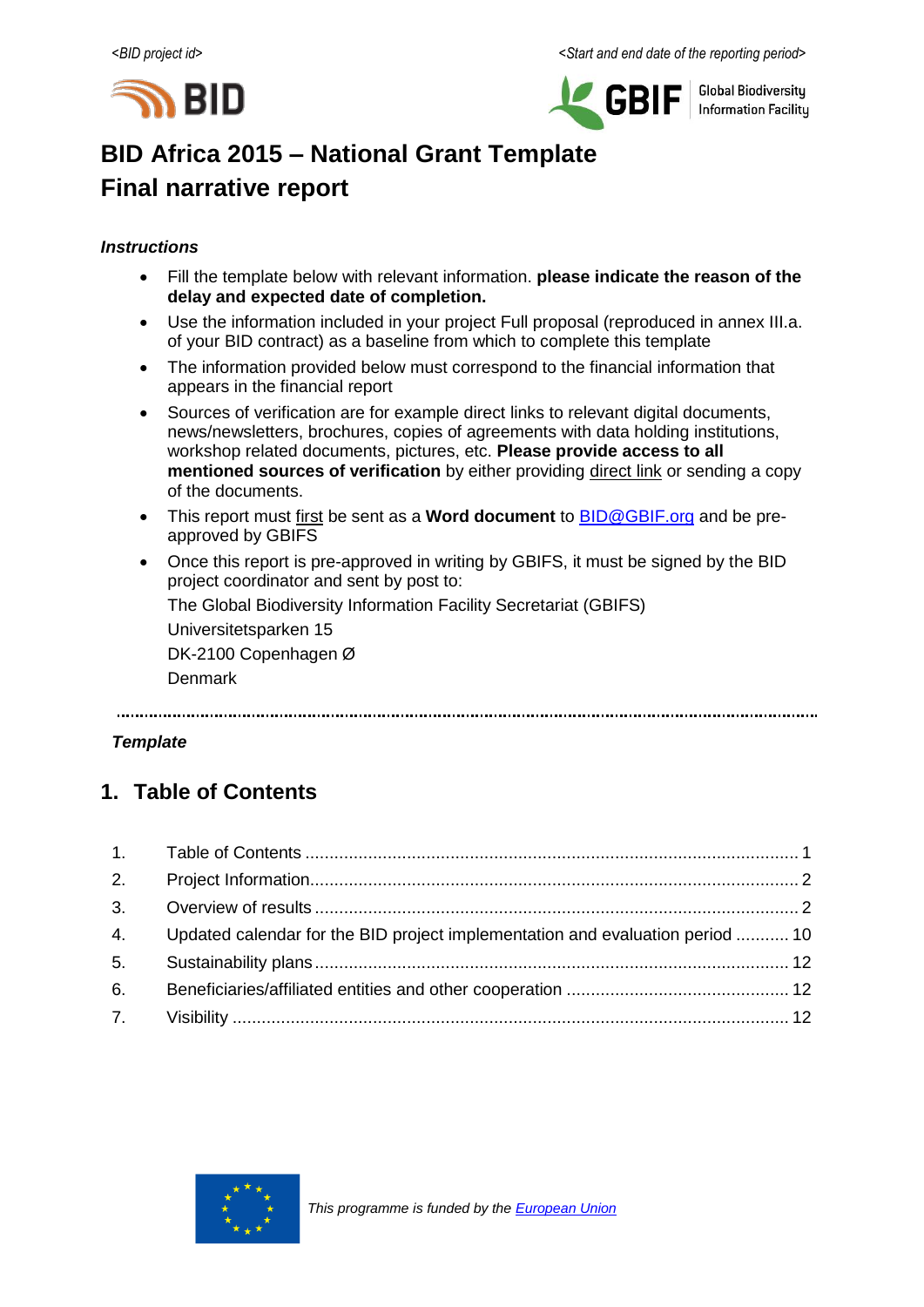<BID project id> <Start and end date of the reporting period>

BID

GBIF Global Biodiversity Information Facility

# BID Africa 2015 – National Grant Template
# Final narrative report

***Instructions***

- Fill the template below with relevant information. **please indicate the reason of the delay and expected date of completion.**
- Use the information included in your project Full proposal (reproduced in annex III.a. of your BID contract) as a baseline from which to complete this template
- The information provided below must correspond to the financial information that appears in the financial report
- Sources of verification are for example direct links to relevant digital documents, news/newsletters, brochures, copies of agreements with data holding institutions, workshop related documents, pictures, etc. **Please provide access to all mentioned sources of verification** by either providing direct link or sending a copy of the documents.
- This report must first be sent as a **Word document** to BID@GBIF.org and be pre-approved by GBIFS
- Once this report is pre-approved in writing by GBIFS, it must be signed by the BID project coordinator and sent by post to:

  The Global Biodiversity Information Facility Secretariat (GBIFS)

  Universitetsparken 15

  DK-2100 Copenhagen Ø

  Denmark

---

***Template***

## 1. Table of Contents

1. Table of Contents ..................................................................................................... 1
2. Project Information.................................................................................................... 2
3. Overview of results ................................................................................................... 2
4. Updated calendar for the BID project implementation and evaluation period ........... 10
5. Sustainability plans ................................................................................................. 12
6. Beneficiaries/affiliated entities and other cooperation .............................................. 12
7. Visibility .................................................................................................................. 12

*This programme is funded by the European Union*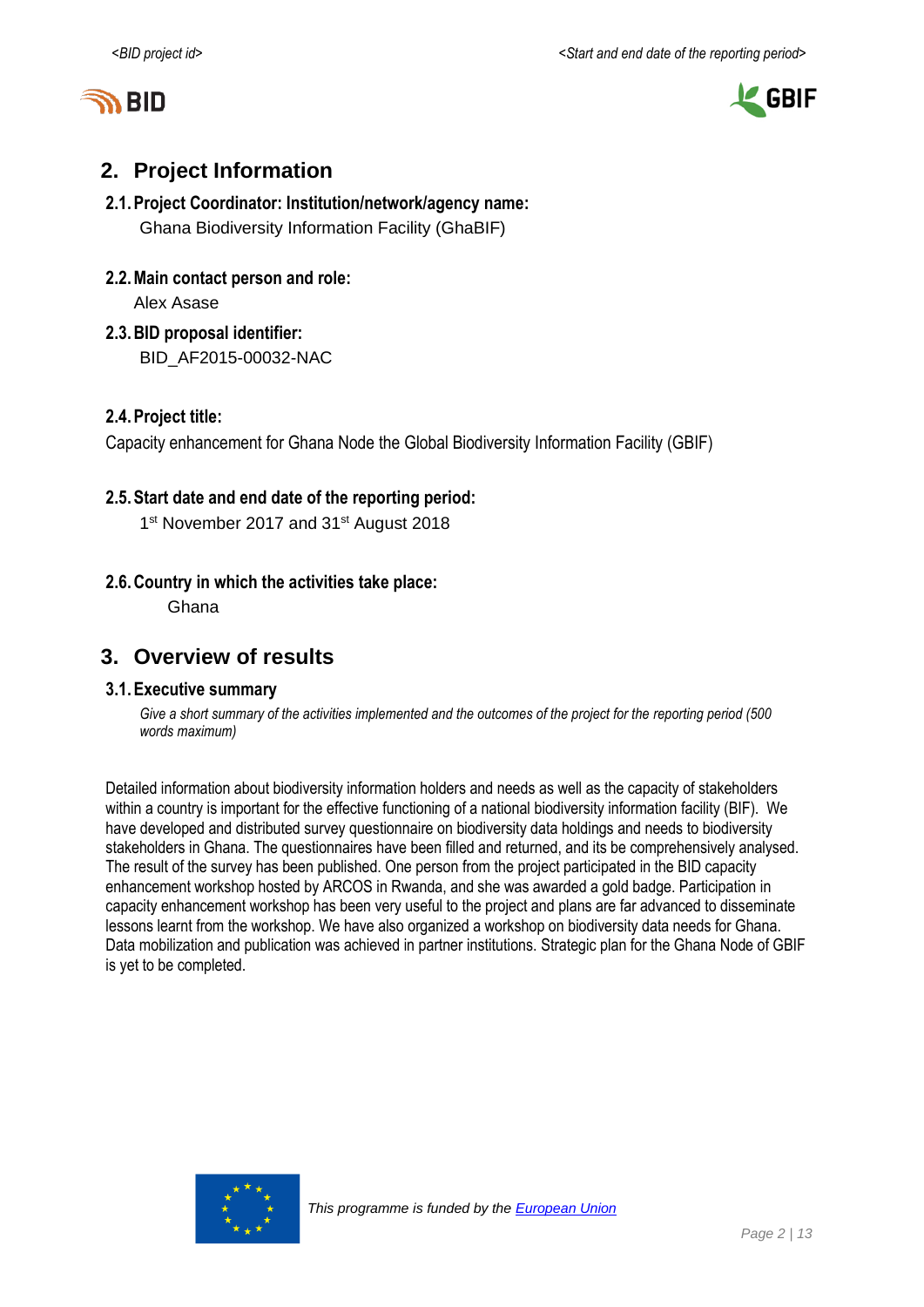## 2. Project Information

### 2.1. Project Coordinator: Institution/network/agency name:

Ghana Biodiversity Information Facility (GhaBIF)

### 2.2. Main contact person and role:

Alex Asase

### 2.3. BID proposal identifier:

BID_AF2015-00032-NAC

### 2.4. Project title:

Capacity enhancement for Ghana Node the Global Biodiversity Information Facility (GBIF)

### 2.5. Start date and end date of the reporting period:

1st November 2017 and 31st August 2018

### 2.6. Country in which the activities take place:

Ghana

## 3. Overview of results

### 3.1. Executive summary

*Give a short summary of the activities implemented and the outcomes of the project for the reporting period (500 words maximum)*

Detailed information about biodiversity information holders and needs as well as the capacity of stakeholders within a country is important for the effective functioning of a national biodiversity information facility (BIF). We have developed and distributed survey questionnaire on biodiversity data holdings and needs to biodiversity stakeholders in Ghana. The questionnaires have been filled and returned, and its be comprehensively analysed. The result of the survey has been published. One person from the project participated in the BID capacity enhancement workshop hosted by ARCOS in Rwanda, and she was awarded a gold badge. Participation in capacity enhancement workshop has been very useful to the project and plans are far advanced to disseminate lessons learnt from the workshop. We have also organized a workshop on biodiversity data needs for Ghana. Data mobilization and publication was achieved in partner institutions. Strategic plan for the Ghana Node of GBIF is yet to be completed.

*This programme is funded by the European Union*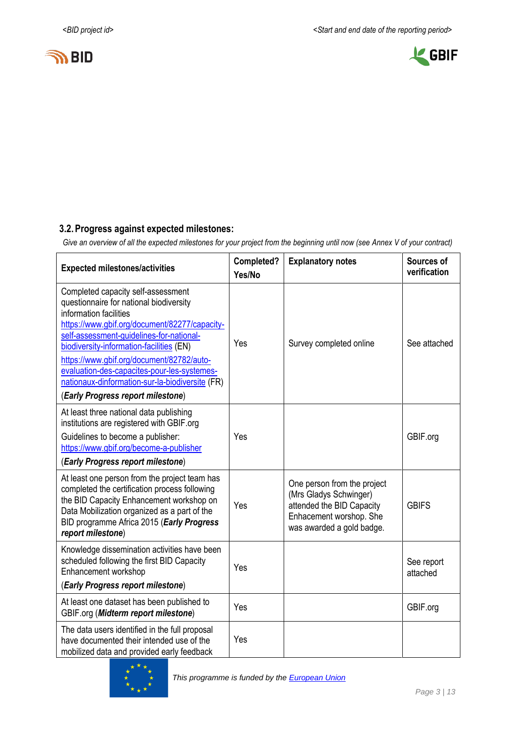### 3.2. Progress against expected milestones:

*Give an overview of all the expected milestones for your project from the beginning until now (see Annex V of your contract)*

| Expected milestones/activities | Completed? Yes/No | Explanatory notes | Sources of verification |
|---|---|---|---|
| Completed capacity self-assessment questionnaire for national biodiversity information facilities https://www.gbif.org/document/82277/capacity-self-assessment-guidelines-for-national-biodiversity-information-facilities (EN) https://www.gbif.org/document/82782/auto-evaluation-des-capacites-pour-les-systemes-nationaux-dinformation-sur-la-biodiversite (FR) (***Early Progress report milestone***) | Yes | Survey completed online | See attached |
| At least three national data publishing institutions are registered with GBIF.org Guidelines to become a publisher: https://www.gbif.org/become-a-publisher (***Early Progress report milestone***) | Yes | | GBIF.org |
| At least one person from the project team has completed the certification process following the BID Capacity Enhancement workshop on Data Mobilization organized as a part of the BID programme Africa 2015 (***Early Progress report milestone***) | Yes | One person from the project (Mrs Gladys Schwinger) attended the BID Capacity Enhacement worshop. She was awarded a gold badge. | GBIFS |
| Knowledge dissemination activities have been scheduled following the first BID Capacity Enhancement workshop (***Early Progress report milestone***) | Yes | | See report attached |
| At least one dataset has been published to GBIF.org (***Midterm report milestone***) | Yes | | GBIF.org |
| The data users identified in the full proposal have documented their intended use of the mobilized data and provided early feedback | Yes | | |

*This programme is funded by the European Union*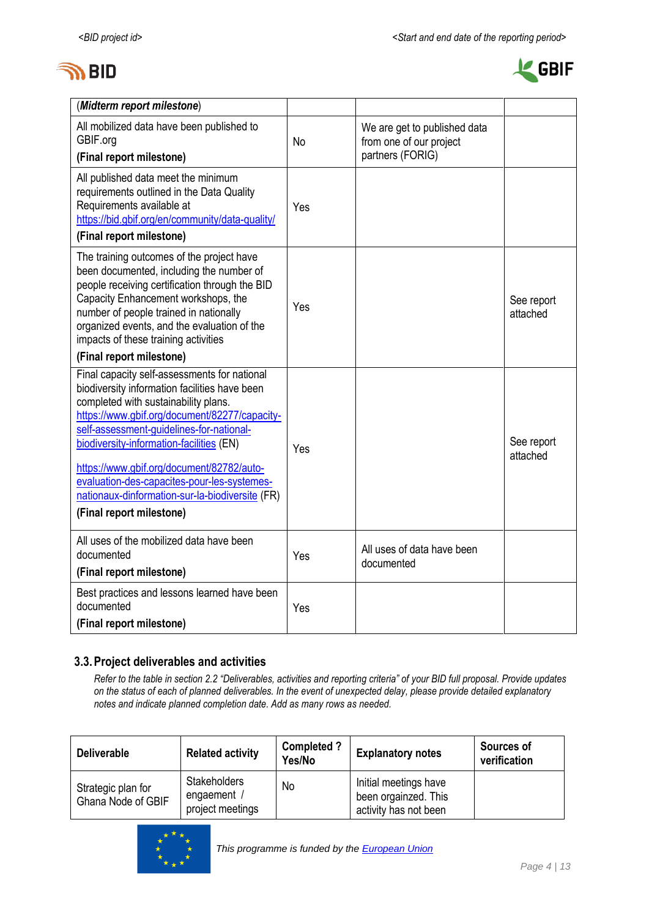| | | | |
|---|---|---|---|
| (***Midterm report milestone***) | | | |
| All mobilized data have been published to GBIF.org **(Final report milestone)** | No | We are get to published data from one of our project partners (FORIG) | |
| All published data meet the minimum requirements outlined in the Data Quality Requirements available at https://bid.gbif.org/en/community/data-quality/ **(Final report milestone)** | Yes | | |
| The training outcomes of the project have been documented, including the number of people receiving certification through the BID Capacity Enhancement workshops, the number of people trained in nationally organized events, and the evaluation of the impacts of these training activities **(Final report milestone)** | Yes | | See report attached |
| Final capacity self-assessments for national biodiversity information facilities have been completed with sustainability plans. https://www.gbif.org/document/82277/capacity-self-assessment-guidelines-for-national-biodiversity-information-facilities (EN) https://www.gbif.org/document/82782/auto-evaluation-des-capacites-pour-les-systemes-nationaux-dinformation-sur-la-biodiversite (FR) **(Final report milestone)** | Yes | | See report attached |
| All uses of the mobilized data have been documented **(Final report milestone)** | Yes | All uses of data have been documented | |
| Best practices and lessons learned have been documented **(Final report milestone)** | Yes | | |

### 3.3. Project deliverables and activities

*Refer to the table in section 2.2 "Deliverables, activities and reporting criteria" of your BID full proposal. Provide updates on the status of each of planned deliverables. In the event of unexpected delay, please provide detailed explanatory notes and indicate planned completion date. Add as many rows as needed.*

| Deliverable | Related activity | Completed ? Yes/No | Explanatory notes | Sources of verification |
|---|---|---|---|---|
| Strategic plan for Ghana Node of GBIF | Stakeholders engaement / project meetings | No | Initial meetings have been orgainzed. This activity has not been | |

*This programme is funded by the European Union*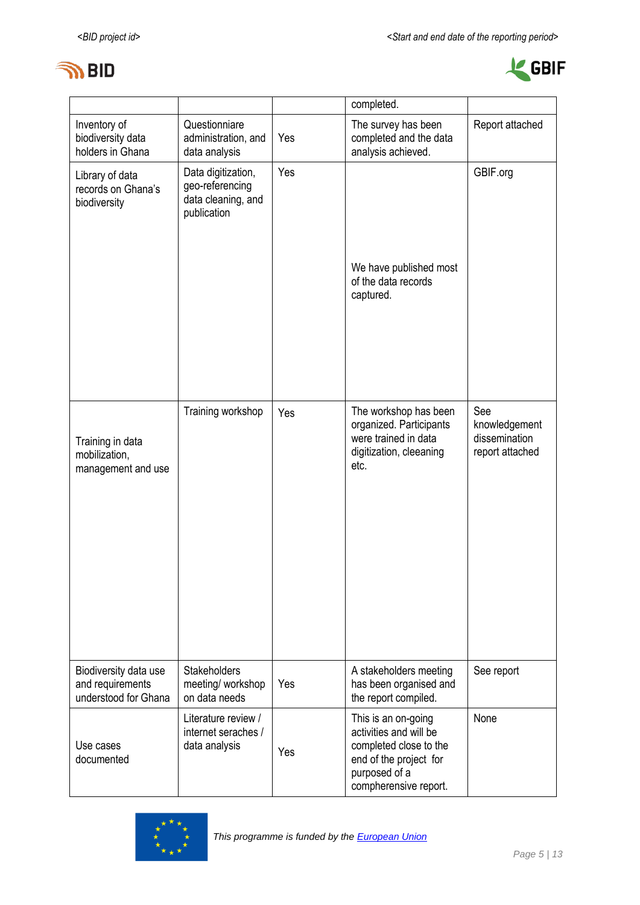| | | | completed. | |
|---|---|---|---|---|
| Inventory of biodiversity data holders in Ghana | Questionniare administration, and data analysis | Yes | The survey has been completed and the data analysis achieved. | Report attached |
| Library of data records on Ghana's biodiversity | Data digitization, geo-referencing data cleaning, and publication | Yes | We have published most of the data records captured. | GBIF.org |
| Training in data mobilization, management and use | Training workshop | Yes | The workshop has been organized. Participants were trained in data digitization, cleeaning etc. | See knowledgement dissemination report attached |
| Biodiversity data use and requirements understood for Ghana | Stakeholders meeting/ workshop on data needs | Yes | A stakeholders meeting has been organised and the report compiled. | See report |
| Use cases documented | Literature review / internet seraches / data analysis | Yes | This is an on-going activities and will be completed close to the end of the project for purposed of a compherensive report. | None |

*This programme is funded by the European Union*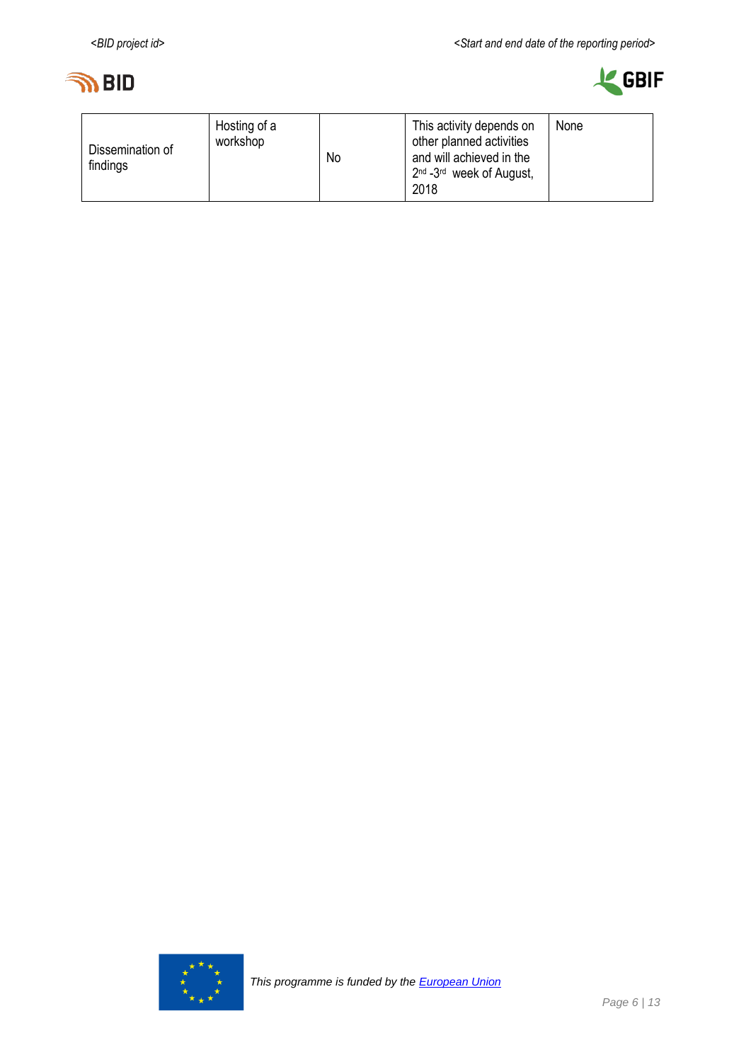| Dissemination of findings | Hosting of a workshop | No | This activity depends on other planned activities and will achieved in the 2nd -3rd week of August, 2018 | None |
|---|---|---|---|---|

This programme is funded by the [European Union](#)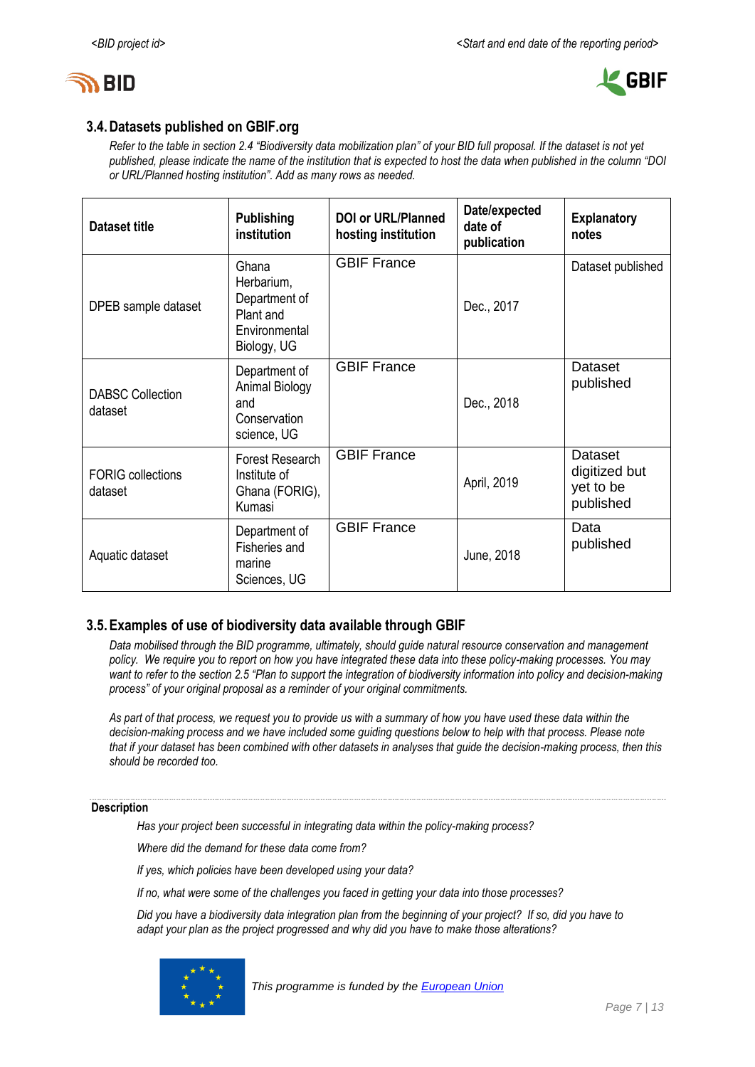### 3.4. Datasets published on GBIF.org

*Refer to the table in section 2.4 "Biodiversity data mobilization plan" of your BID full proposal. If the dataset is not yet published, please indicate the name of the institution that is expected to host the data when published in the column "DOI or URL/Planned hosting institution". Add as many rows as needed.*

| Dataset title | Publishing institution | DOI or URL/Planned hosting institution | Date/expected date of publication | Explanatory notes |
|---|---|---|---|---|
| DPEB sample dataset | Ghana Herbarium, Department of Plant and Environmental Biology, UG | GBIF France | Dec., 2017 | Dataset published |
| DABSC Collection dataset | Department of Animal Biology and Conservation science, UG | GBIF France | Dec., 2018 | Dataset published |
| FORIG collections dataset | Forest Research Institute of Ghana (FORIG), Kumasi | GBIF France | April, 2019 | Dataset digitized but yet to be published |
| Aquatic dataset | Department of Fisheries and marine Sciences, UG | GBIF France | June, 2018 | Data published |

### 3.5. Examples of use of biodiversity data available through GBIF

*Data mobilised through the BID programme, ultimately, should guide natural resource conservation and management policy. We require you to report on how you have integrated these data into these policy-making processes. You may want to refer to the section 2.5 "Plan to support the integration of biodiversity information into policy and decision-making process" of your original proposal as a reminder of your original commitments.*

*As part of that process, we request you to provide us with a summary of how you have used these data within the decision-making process and we have included some guiding questions below to help with that process. Please note that if your dataset has been combined with other datasets in analyses that guide the decision-making process, then this should be recorded too.*

**Description**

*Has your project been successful in integrating data within the policy-making process?*

*Where did the demand for these data come from?*

*If yes, which policies have been developed using your data?*

*If no, what were some of the challenges you faced in getting your data into those processes?*

*Did you have a biodiversity data integration plan from the beginning of your project? If so, did you have to adapt your plan as the project progressed and why did you have to make those alterations?*

*This programme is funded by the European Union*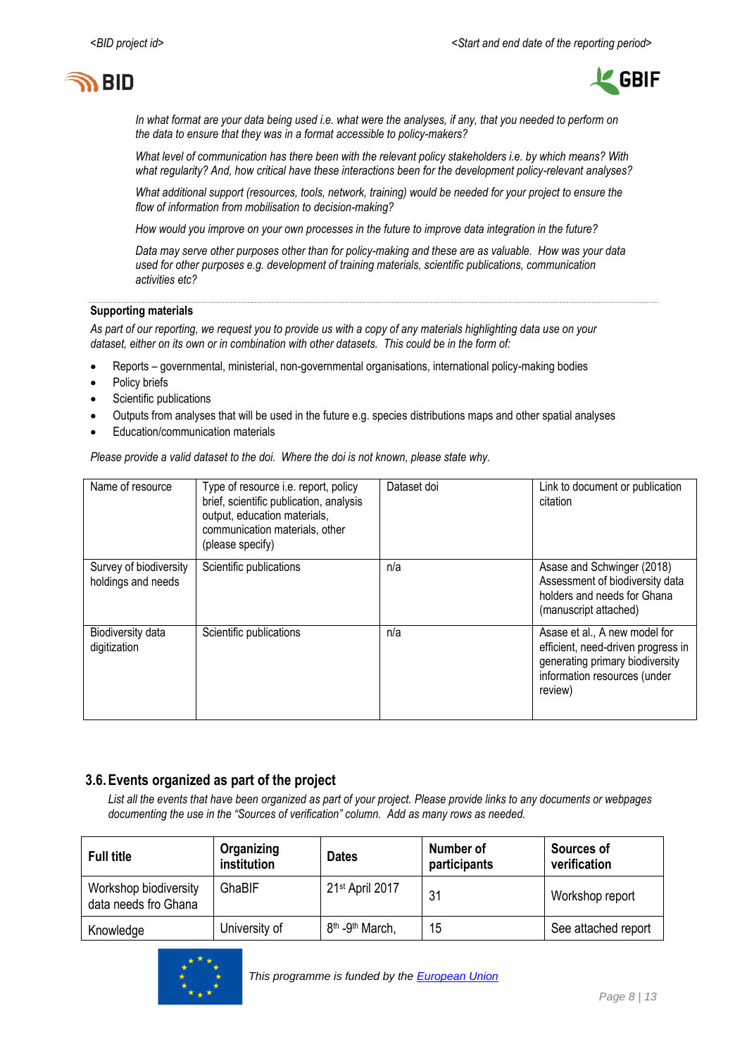*In what format are your data being used i.e. what were the analyses, if any, that you needed to perform on the data to ensure that they was in a format accessible to policy-makers?*

*What level of communication has there been with the relevant policy stakeholders i.e. by which means? With what regularity? And, how critical have these interactions been for the development policy-relevant analyses?*

*What additional support (resources, tools, network, training) would be needed for your project to ensure the flow of information from mobilisation to decision-making?*

*How would you improve on your own processes in the future to improve data integration in the future?*

*Data may serve other purposes other than for policy-making and these are as valuable. How was your data used for other purposes e.g. development of training materials, scientific publications, communication activities etc?*

**Supporting materials**

*As part of our reporting, we request you to provide us with a copy of any materials highlighting data use on your dataset, either on its own or in combination with other datasets. This could be in the form of:*

- Reports – governmental, ministerial, non-governmental organisations, international policy-making bodies
- Policy briefs
- Scientific publications
- Outputs from analyses that will be used in the future e.g. species distributions maps and other spatial analyses
- Education/communication materials

*Please provide a valid dataset to the doi. Where the doi is not known, please state why.*

| Name of resource | Type of resource i.e. report, policy brief, scientific publication, analysis output, education materials, communication materials, other (please specify) | Dataset doi | Link to document or publication citation |
|---|---|---|---|
| Survey of biodiversity holdings and needs | Scientific publications | n/a | Asase and Schwinger (2018) Assessment of biodiversity data holders and needs for Ghana (manuscript attached) |
| Biodiversity data digitization | Scientific publications | n/a | Asase et al., A new model for efficient, need-driven progress in generating primary biodiversity information resources (under review) |

## 3.6. Events organized as part of the project

*List all the events that have been organized as part of your project. Please provide links to any documents or webpages documenting the use in the "Sources of verification" column. Add as many rows as needed.*

| Full title | Organizing institution | Dates | Number of participants | Sources of verification |
|---|---|---|---|---|
| Workshop biodiversity data needs fro Ghana | GhaBIF | 21st April 2017 | 31 | Workshop report |
| Knowledge | University of | 8th -9th March, | 15 | See attached report |

This programme is funded by the European Union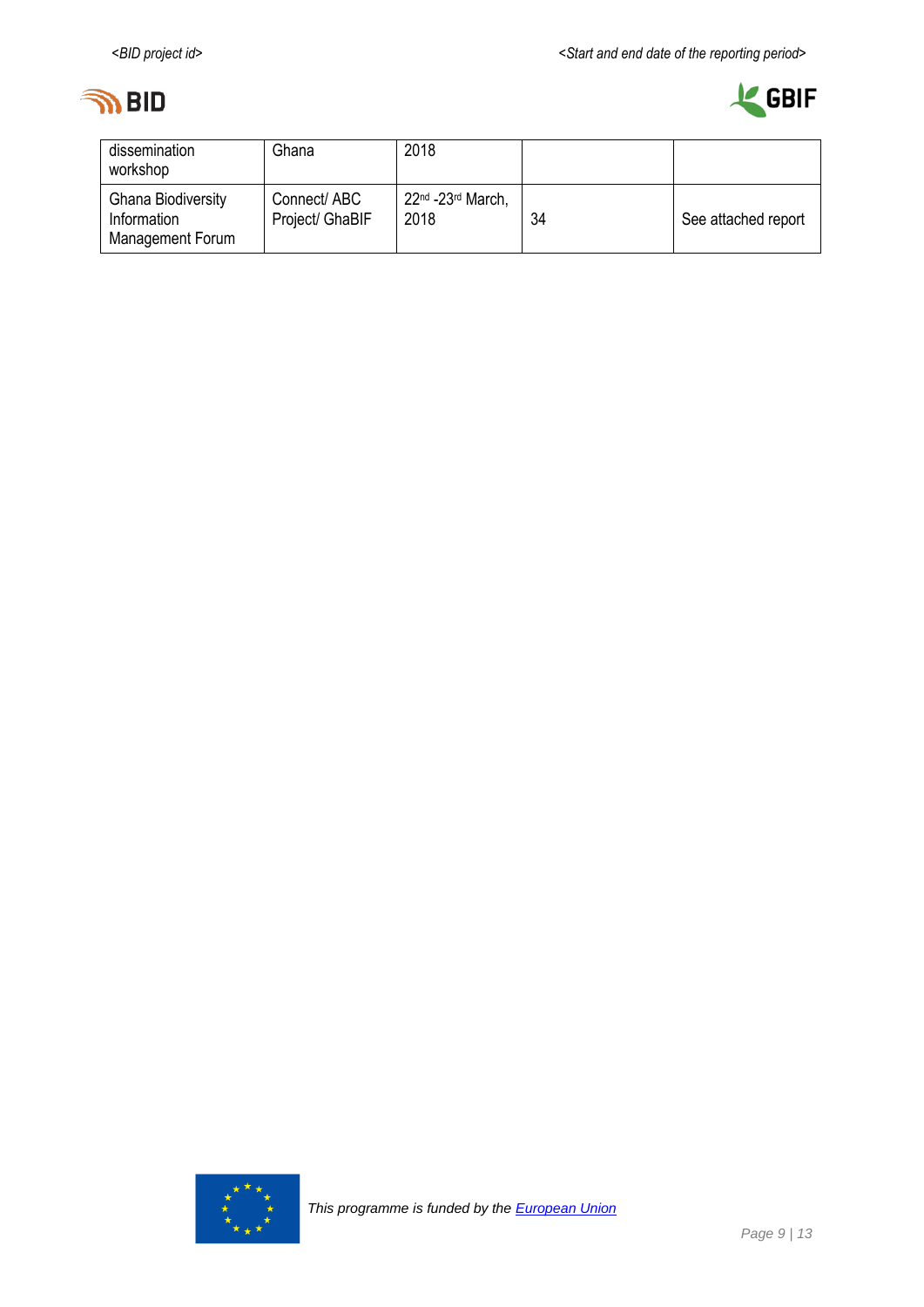| | | | | |
|---|---|---|---|---|
| dissemination workshop | Ghana | 2018 | | |
| Ghana Biodiversity Information Management Forum | Connect/ ABC Project/ GhaBIF | 22nd -23rd March, 2018 | 34 | See attached report |

*This programme is funded by the European Union*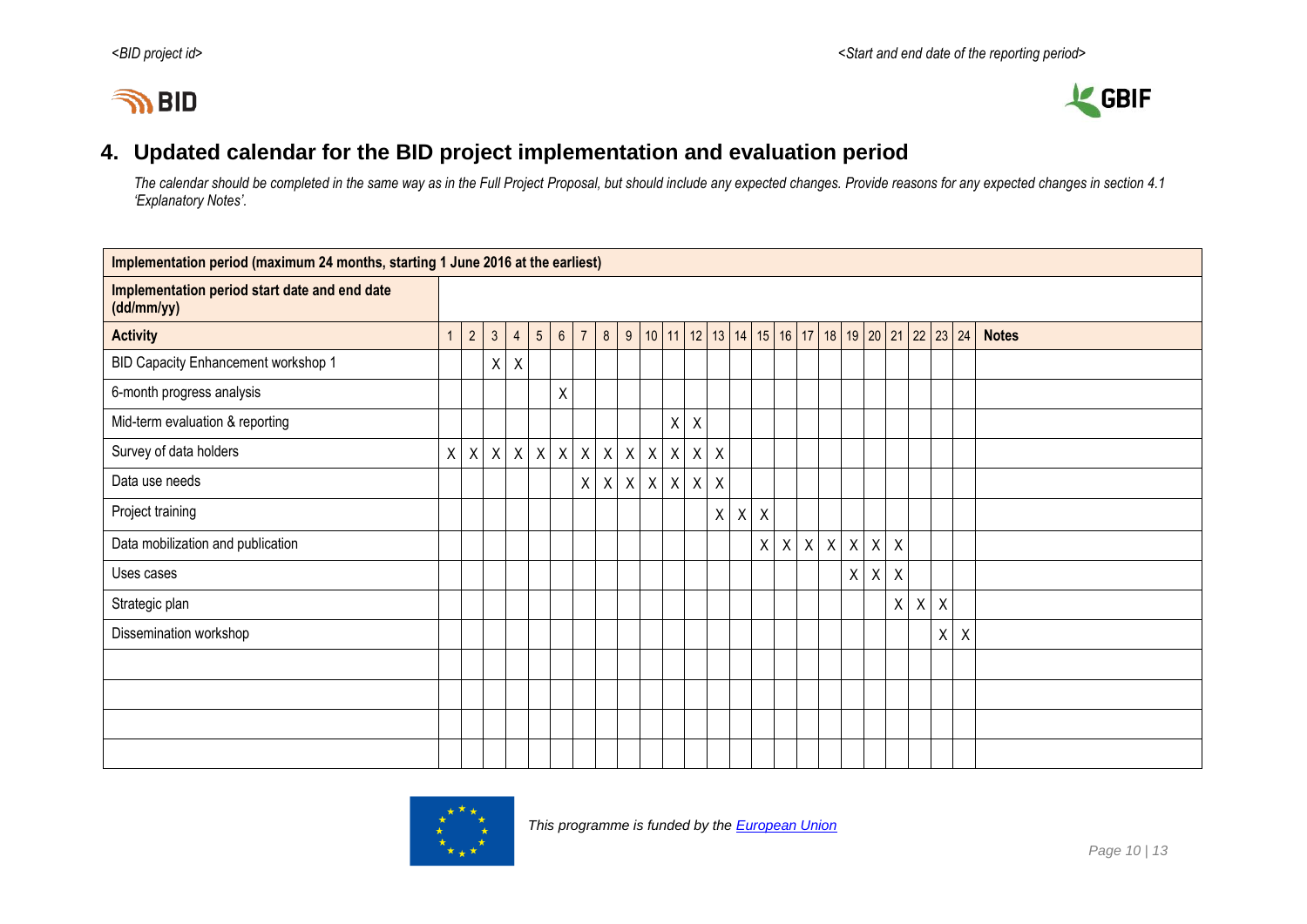## 4. Updated calendar for the BID project implementation and evaluation period

*The calendar should be completed in the same way as in the Full Project Proposal, but should include any expected changes. Provide reasons for any expected changes in section 4.1 'Explanatory Notes'.*

| **Implementation period (maximum 24 months, starting 1 June 2016 at the earliest)** | | | | | | | | | | | | | | | | | | | | | | | | | |
|---|---|---|---|---|---|---|---|---|---|---|---|---|---|---|---|---|---|---|---|---|---|---|---|---|---|
| **Implementation period start date and end date (dd/mm/yy)** | | | | | | | | | | | | | | | | | | | | | | | | | |
| **Activity** | 1 | 2 | 3 | 4 | 5 | 6 | 7 | 8 | 9 | 10 | 11 | 12 | 13 | 14 | 15 | 16 | 17 | 18 | 19 | 20 | 21 | 22 | 23 | 24 | **Notes** |
| BID Capacity Enhancement workshop 1 | | | X | X | | | | | | | | | | | | | | | | | | | | | |
| 6-month progress analysis | | | | | | X | | | | | | | | | | | | | | | | | | | |
| Mid-term evaluation & reporting | | | | | | | | | | | X | X | | | | | | | | | | | | | |
| Survey of data holders | X | X | X | X | X | X | X | X | X | X | X | X | X | | | | | | | | | | | | |
| Data use needs | | | | | | | X | X | X | X | X | X | X | | | | | | | | | | | | |
| Project training | | | | | | | | | | | | | X | X | X | | | | | | | | | | |
| Data mobilization and publication | | | | | | | | | | | | | | | X | X | X | X | X | X | X | | | | |
| Uses cases | | | | | | | | | | | | | | | | | | | X | X | X | | | | |
| Strategic plan | | | | | | | | | | | | | | | | | | | | | X | X | X | | |
| Dissemination workshop | | | | | | | | | | | | | | | | | | | | | | | X | X | |
| | | | | | | | | | | | | | | | | | | | | | | | | | |
| | | | | | | | | | | | | | | | | | | | | | | | | | |
| | | | | | | | | | | | | | | | | | | | | | | | | | |
| | | | | | | | | | | | | | | | | | | | | | | | | | |

*This programme is funded by the European Union*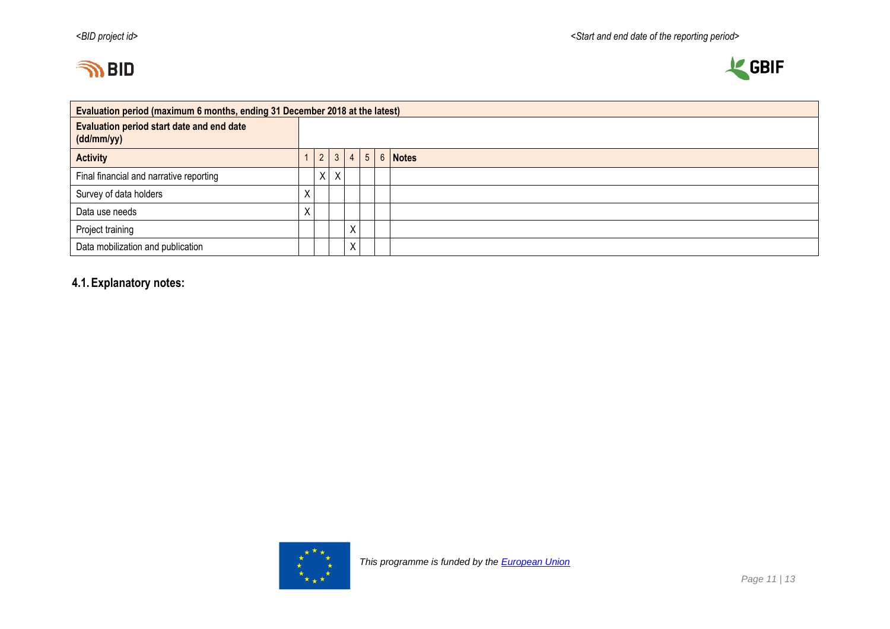| Evaluation period (maximum 6 months, ending 31 December 2018 at the latest) | | | | | | | |
|---|---|---|---|---|---|---|---|
| **Evaluation period start date and end date (dd/mm/yy)** | | | | | | | |
| **Activity** | 1 | 2 | 3 | 4 | 5 | 6 | **Notes** |
| Final financial and narrative reporting | | X | X | | | | |
| Survey of data holders | X | | | | | | |
| Data use needs | X | | | | | | |
| Project training | | | | X | | | |
| Data mobilization and publication | | | | X | | | |

## 4.1. Explanatory notes:

*This programme is funded by the European Union*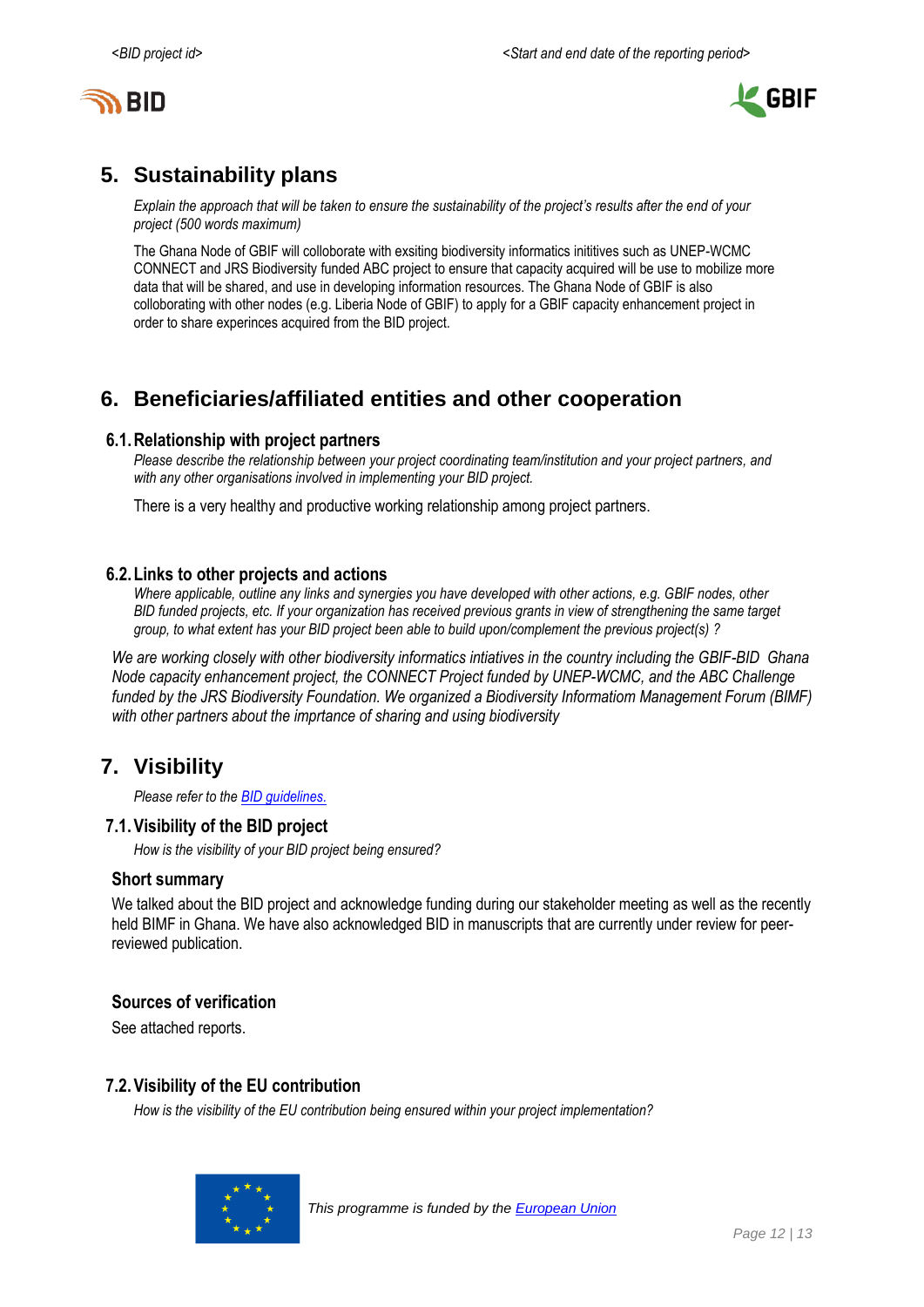## 5. Sustainability plans

*Explain the approach that will be taken to ensure the sustainability of the project's results after the end of your project (500 words maximum)*

The Ghana Node of GBIF will colloborate with exsiting biodiversity informatics inititives such as UNEP-WCMC CONNECT and JRS Biodiversity funded ABC project to ensure that capacity acquired will be use to mobilize more data that will be shared, and use in developing information resources. The Ghana Node of GBIF is also colloborating with other nodes (e.g. Liberia Node of GBIF) to apply for a GBIF capacity enhancement project in order to share experinces acquired from the BID project.

## 6. Beneficiaries/affiliated entities and other cooperation

### 6.1. Relationship with project partners

*Please describe the relationship between your project coordinating team/institution and your project partners, and with any other organisations involved in implementing your BID project.*

There is a very healthy and productive working relationship among project partners.

### 6.2. Links to other projects and actions

*Where applicable, outline any links and synergies you have developed with other actions, e.g. GBIF nodes, other BID funded projects, etc. If your organization has received previous grants in view of strengthening the same target group, to what extent has your BID project been able to build upon/complement the previous project(s) ?*

*We are working closely with other biodiversity informatics intiatives in the country including the GBIF-BID Ghana Node capacity enhancement project, the CONNECT Project funded by UNEP-WCMC, and the ABC Challenge funded by the JRS Biodiversity Foundation. We organized a Biodiversity Informatiom Management Forum (BIMF) with other partners about the imprtance of sharing and using biodiversity*

## 7. Visibility

*Please refer to the [BID guidelines.](BID guidelines)*

### 7.1. Visibility of the BID project

*How is the visibility of your BID project being ensured?*

#### Short summary

We talked about the BID project and acknowledge funding during our stakeholder meeting as well as the recently held BIMF in Ghana. We have also acknowledged BID in manuscripts that are currently under review for peer-reviewed publication.

#### Sources of verification

See attached reports.

### 7.2. Visibility of the EU contribution

*How is the visibility of the EU contribution being ensured within your project implementation?*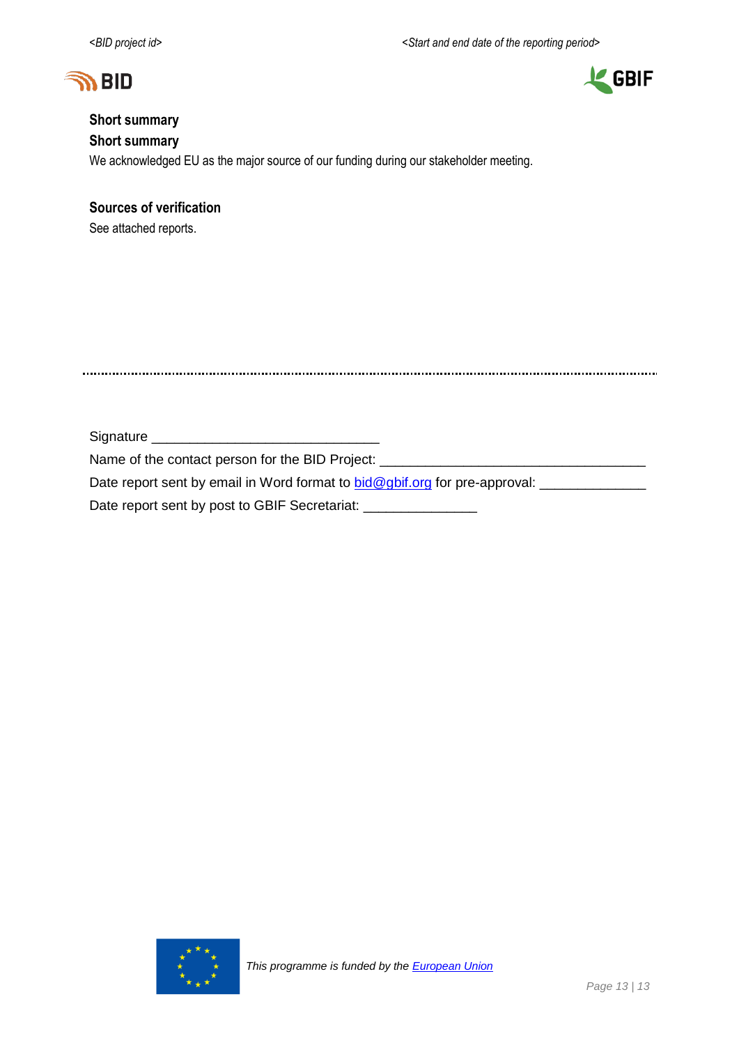**Short summary**

**Short summary**

We acknowledged EU as the major source of our funding during our stakeholder meeting.

**Sources of verification**

See attached reports.

---

Signature _____________________________

Name of the contact person for the BID Project: __________________________________

Date report sent by email in Word format to bid@gbif.org for pre-approval: _____________

Date report sent by post to GBIF Secretariat: ______________

*This programme is funded by the European Union*